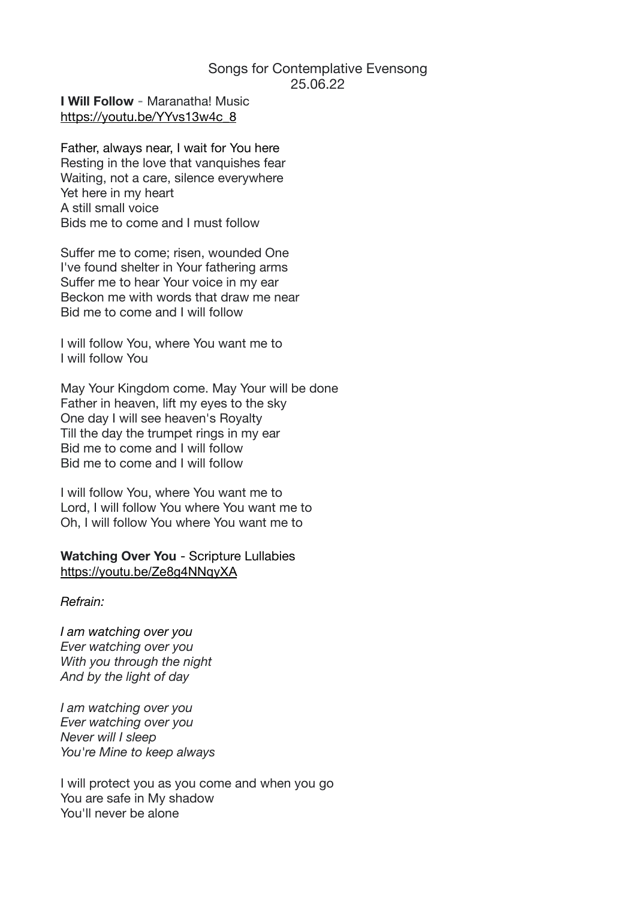# Songs for Contemplative Evensong
25.06.22

**I Will Follow** - Maranatha! Music
https://youtu.be/YYvs13w4c_8

Father, always near, I wait for You here
Resting in the love that vanquishes fear
Waiting, not a care, silence everywhere
Yet here in my heart
A still small voice
Bids me to come and I must follow

Suffer me to come; risen, wounded One
I've found shelter in Your fathering arms
Suffer me to hear Your voice in my ear
Beckon me with words that draw me near
Bid me to come and I will follow

I will follow You, where You want me to
I will follow You

May Your Kingdom come. May Your will be done
Father in heaven, lift my eyes to the sky
One day I will see heaven's Royalty
Till the day the trumpet rings in my ear
Bid me to come and I will follow
Bid me to come and I will follow

I will follow You, where You want me to
Lord, I will follow You where You want me to
Oh, I will follow You where You want me to

**Watching Over You** - Scripture Lullabies
https://youtu.be/Ze8g4NNqyXA

*Refrain:*

*I am watching over you*
*Ever watching over you*
*With you through the night*
*And by the light of day*

*I am watching over you*
*Ever watching over you*
*Never will I sleep*
*You're Mine to keep always*

I will protect you as you come and when you go
You are safe in My shadow
You'll never be alone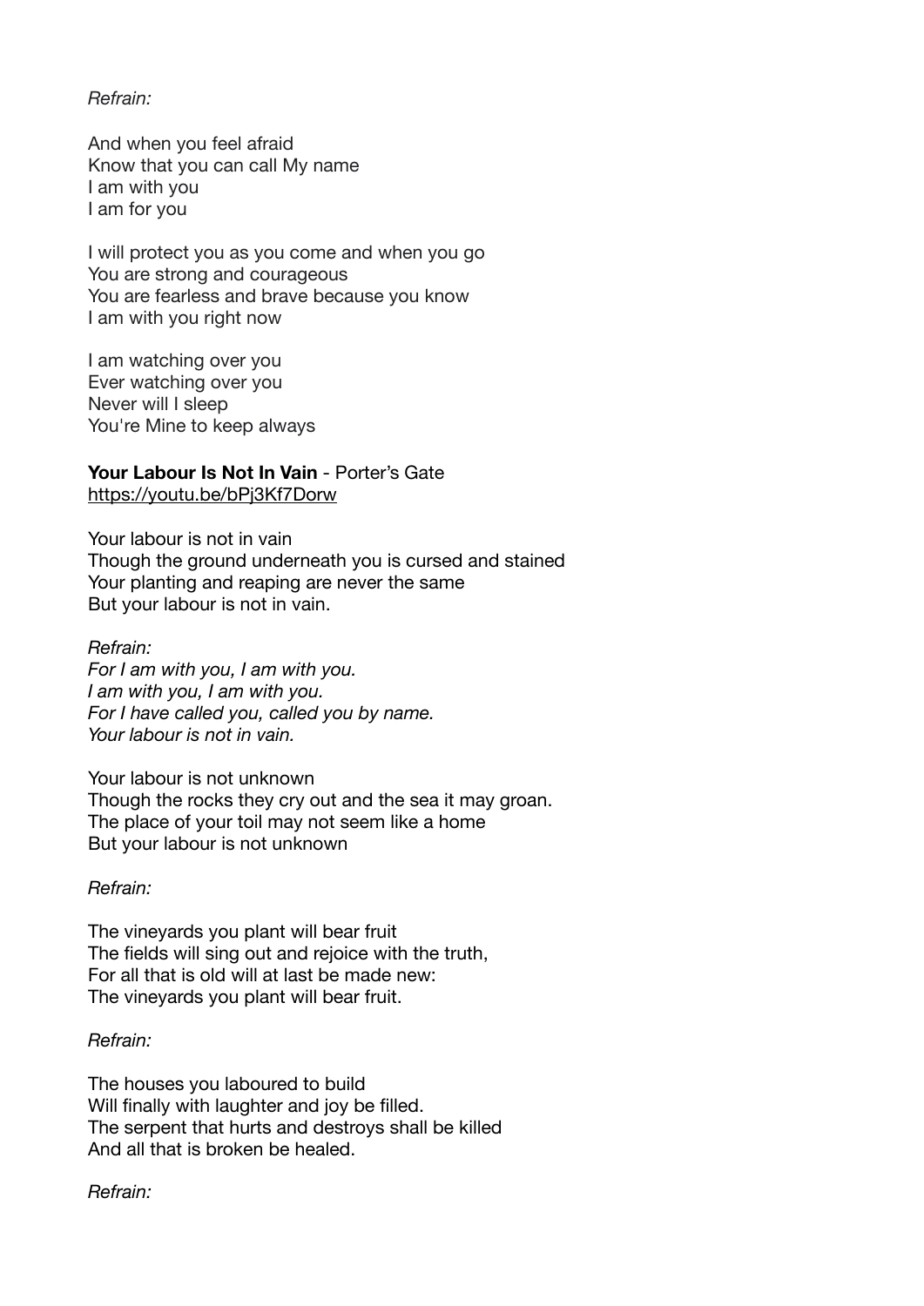*Refrain:*

And when you feel afraid
Know that you can call My name
I am with you
I am for you

I will protect you as you come and when you go
You are strong and courageous
You are fearless and brave because you know
I am with you right now

I am watching over you
Ever watching over you
Never will I sleep
You're Mine to keep always

**Your Labour Is Not In Vain** - Porter's Gate
https://youtu.be/bPj3Kf7Dorw

Your labour is not in vain
Though the ground underneath you is cursed and stained
Your planting and reaping are never the same
But your labour is not in vain.

*Refrain:*
*For I am with you, I am with you.*
*I am with you, I am with you.*
*For I have called you, called you by name.*
*Your labour is not in vain.*

Your labour is not unknown
Though the rocks they cry out and the sea it may groan.
The place of your toil may not seem like a home
But your labour is not unknown

*Refrain:*

The vineyards you plant will bear fruit
The fields will sing out and rejoice with the truth,
For all that is old will at last be made new:
The vineyards you plant will bear fruit.

*Refrain:*

The houses you laboured to build
Will finally with laughter and joy be filled.
The serpent that hurts and destroys shall be killed
And all that is broken be healed.

*Refrain:*